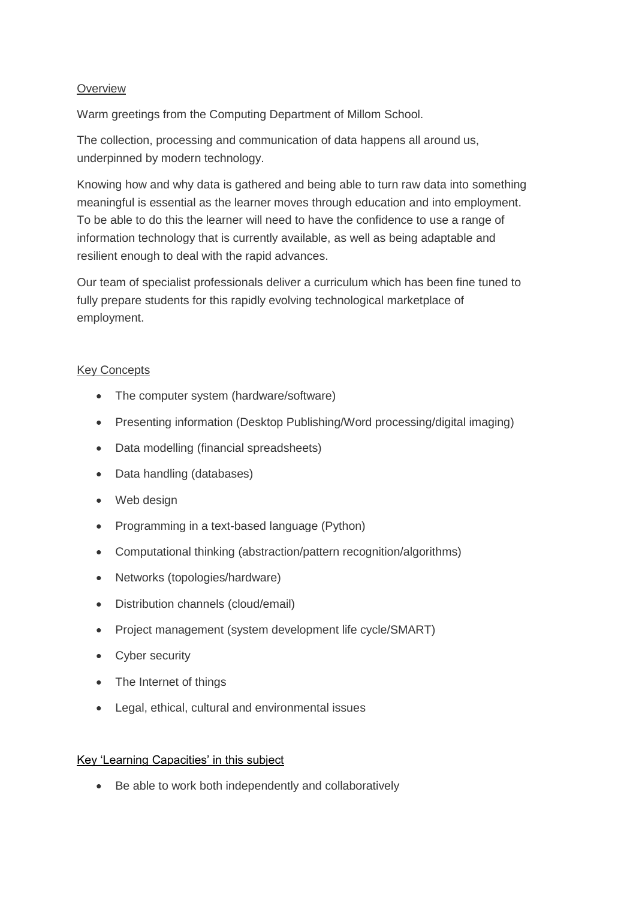## Overview

Warm greetings from the Computing Department of Millom School.

The collection, processing and communication of data happens all around us, underpinned by modern technology.

Knowing how and why data is gathered and being able to turn raw data into something meaningful is essential as the learner moves through education and into employment. To be able to do this the learner will need to have the confidence to use a range of information technology that is currently available, as well as being adaptable and resilient enough to deal with the rapid advances.

Our team of specialist professionals deliver a curriculum which has been fine tuned to fully prepare students for this rapidly evolving technological marketplace of employment.

## Key Concepts

- The computer system (hardware/software)
- Presenting information (Desktop Publishing/Word processing/digital imaging)
- Data modelling (financial spreadsheets)
- Data handling (databases)
- Web design
- Programming in a text-based language (Python)
- Computational thinking (abstraction/pattern recognition/algorithms)
- Networks (topologies/hardware)
- Distribution channels (cloud/email)
- Project management (system development life cycle/SMART)
- Cyber security
- The Internet of things
- Legal, ethical, cultural and environmental issues

## Key 'Learning Capacities' in this subject

- Be able to work both independently and collaboratively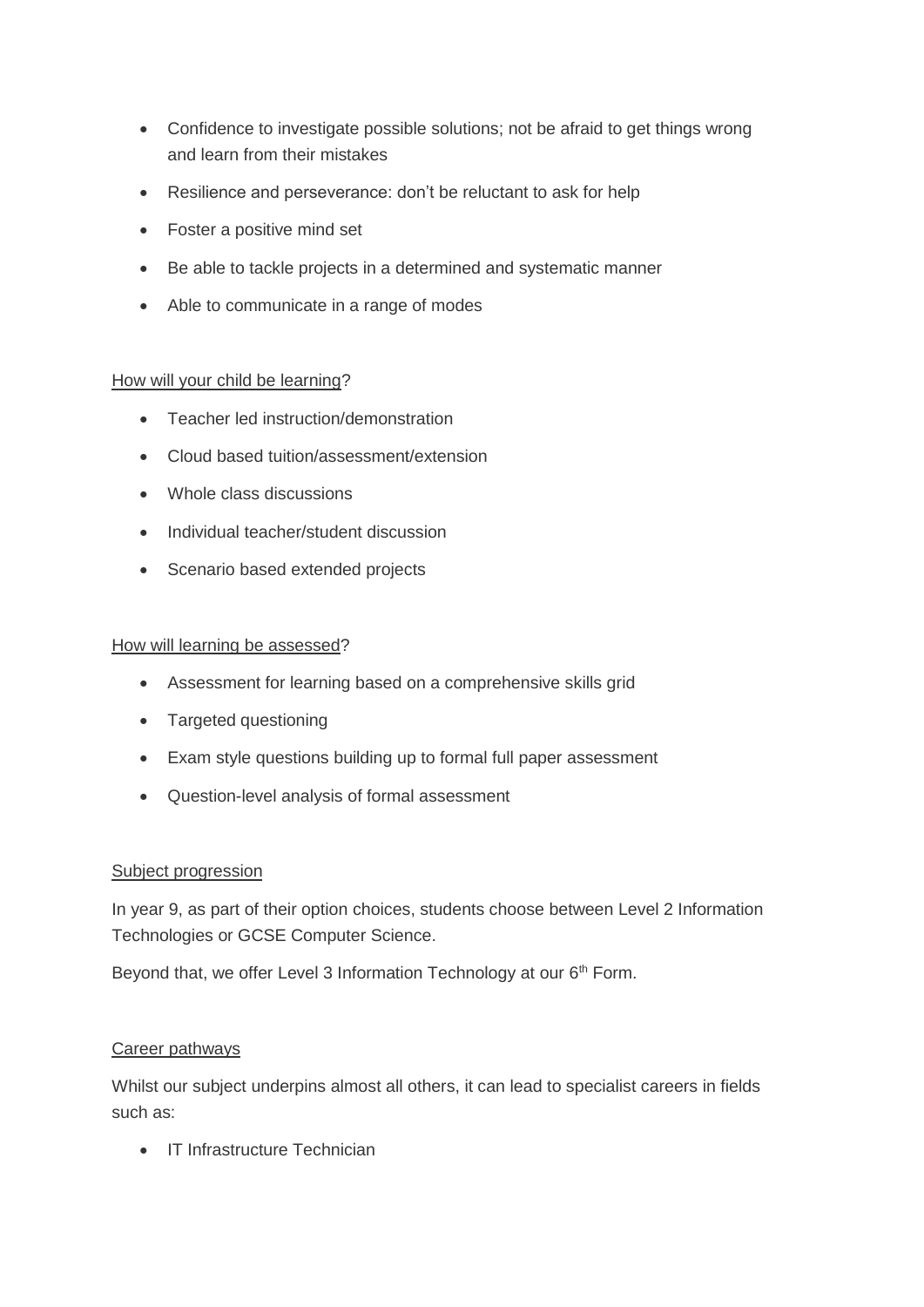- Confidence to investigate possible solutions; not be afraid to get things wrong and learn from their mistakes
- Resilience and perseverance: don't be reluctant to ask for help
- Foster a positive mind set
- Be able to tackle projects in a determined and systematic manner
- Able to communicate in a range of modes

<u>How will your child be learning</u>?

- Teacher led instruction/demonstration
- Cloud based tuition/assessment/extension
- Whole class discussions
- Individual teacher/student discussion
- Scenario based extended projects

<u>How will learning be assessed</u>?

- Assessment for learning based on a comprehensive skills grid
- Targeted questioning
- Exam style questions building up to formal full paper assessment
- Question-level analysis of formal assessment

<u>Subject progression</u>

In year 9, as part of their option choices, students choose between Level 2 Information Technologies or GCSE Computer Science.

Beyond that, we offer Level 3 Information Technology at our 6th Form.

<u>Career pathways</u>

Whilst our subject underpins almost all others, it can lead to specialist careers in fields such as:

- IT Infrastructure Technician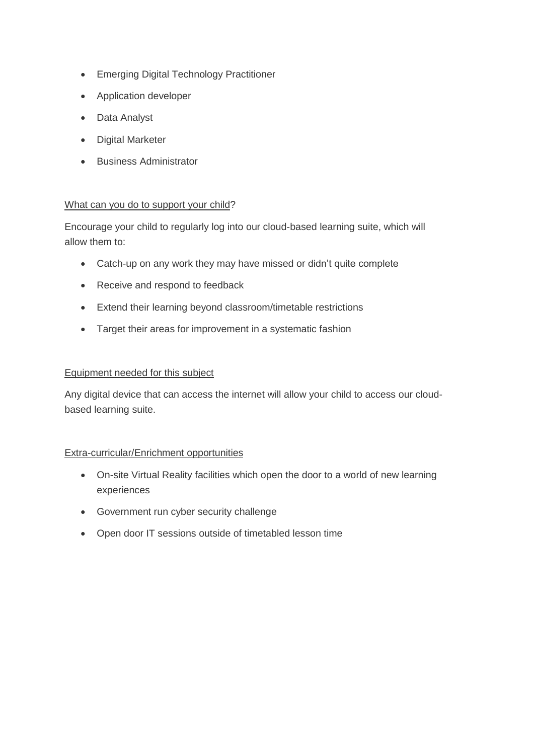- Emerging Digital Technology Practitioner
- Application developer
- Data Analyst
- Digital Marketer
- Business Administrator

What can you do to support your child?

Encourage your child to regularly log into our cloud-based learning suite, which will allow them to:

- Catch-up on any work they may have missed or didn't quite complete
- Receive and respond to feedback
- Extend their learning beyond classroom/timetable restrictions
- Target their areas for improvement in a systematic fashion

Equipment needed for this subject

Any digital device that can access the internet will allow your child to access our cloud-based learning suite.

Extra-curricular/Enrichment opportunities

- On-site Virtual Reality facilities which open the door to a world of new learning experiences
- Government run cyber security challenge
- Open door IT sessions outside of timetabled lesson time